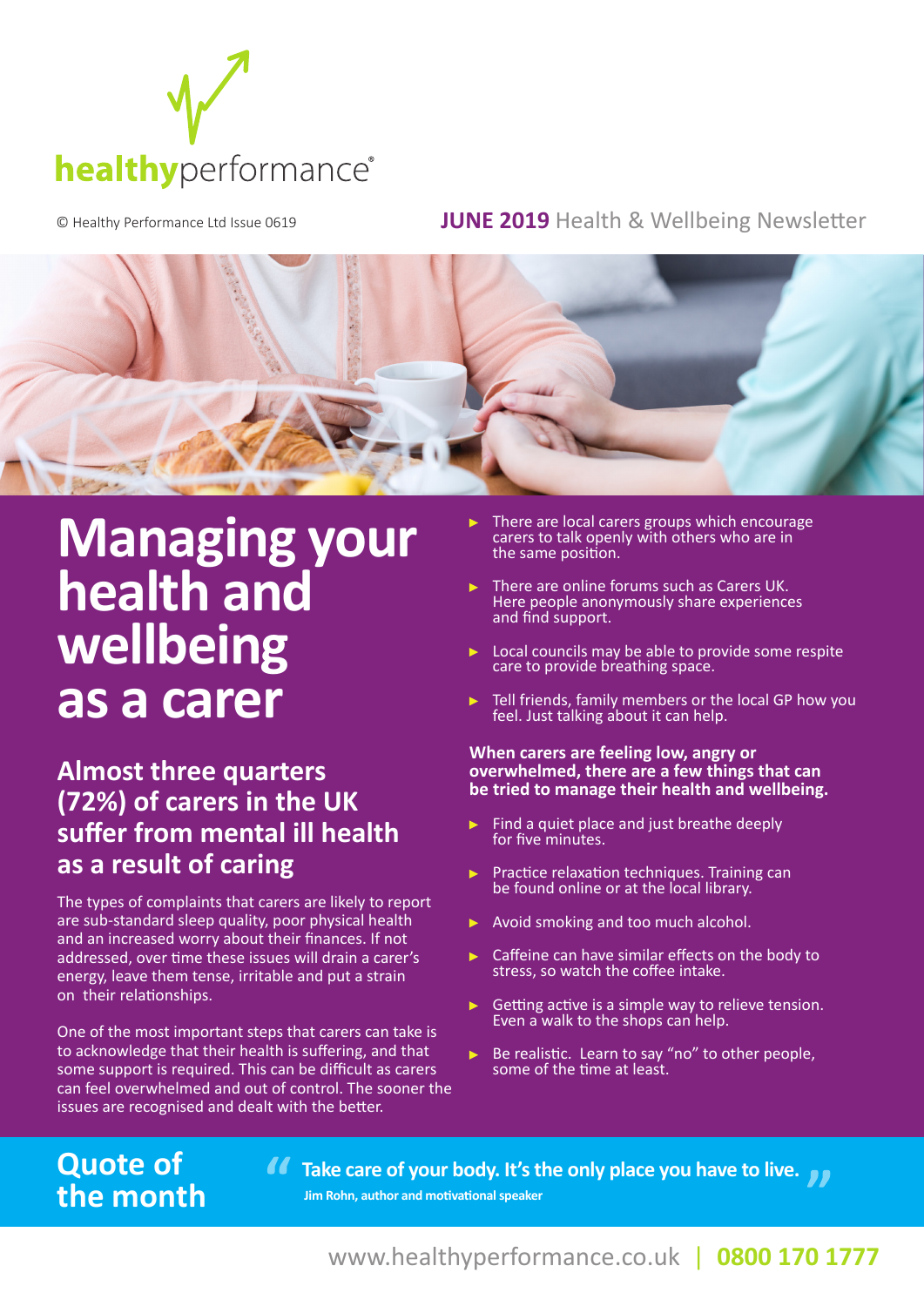healthyperformance®

© Healthy Performance Ltd Issue 0619

**JUNE 2019** Health & Wellbeing Newsletter

# Managing your health and wellbeing as a carer

## Almost three quarters (72%) of carers in the UK suffer from mental ill health as a result of caring

The types of complaints that carers are likely to report are sub-standard sleep quality, poor physical health and an increased worry about their finances. If not addressed, over time these issues will drain a carer's energy, leave them tense, irritable and put a strain on their relationships.

One of the most important steps that carers can take is to acknowledge that their health is suffering, and that some support is required. This can be difficult as carers can feel overwhelmed and out of control. The sooner the issues are recognised and dealt with the better.

- There are local carers groups which encourage carers to talk openly with others who are in the same position.
- There are online forums such as Carers UK. Here people anonymously share experiences and find support.
- Local councils may be able to provide some respite care to provide breathing space.
- Tell friends, family members or the local GP how you feel. Just talking about it can help.

**When carers are feeling low, angry or overwhelmed, there are a few things that can be tried to manage their health and wellbeing.**

- Find a quiet place and just breathe deeply for five minutes.
- Practice relaxation techniques. Training can be found online or at the local library.
- Avoid smoking and too much alcohol.
- Caffeine can have similar effects on the body to stress, so watch the coffee intake.
- Getting active is a simple way to relieve tension. Even a walk to the shops can help.
- Be realistic. Learn to say "no" to other people, some of the time at least.

## Quote of the month

> **"Take care of your body. It's the only place you have to live."**
> **Jim Rohn, author and motivational speaker**

www.healthyperformance.co.uk | **0800 170 1777**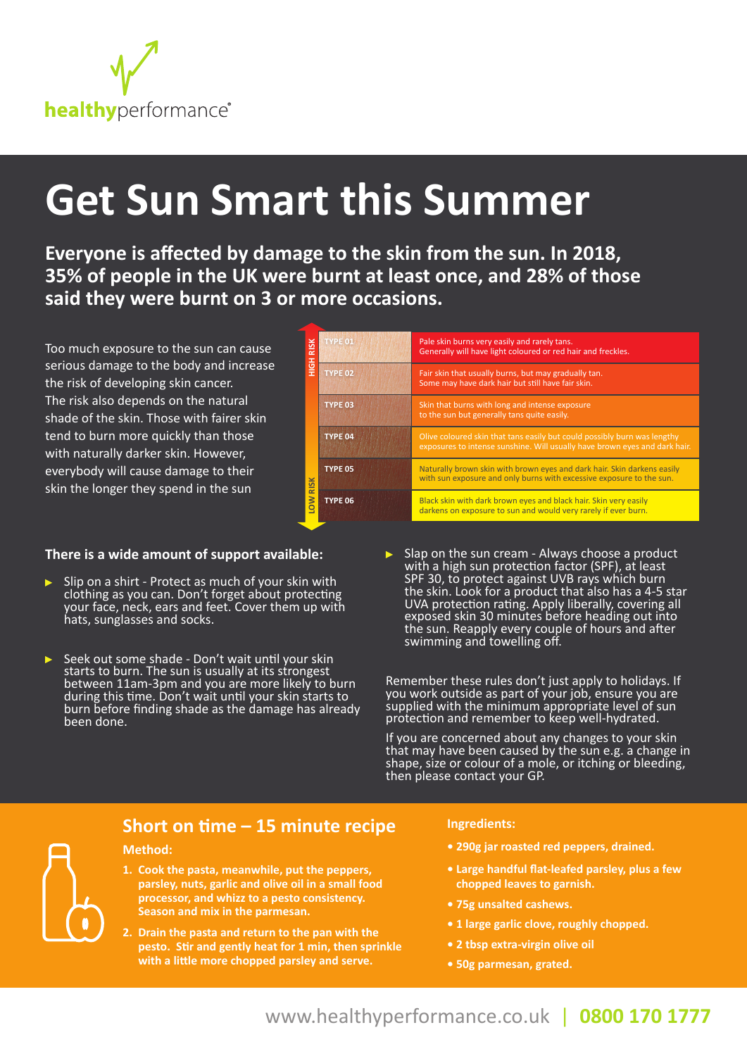healthyperformance®

# Get Sun Smart this Summer

**Everyone is affected by damage to the skin from the sun. In 2018, 35% of people in the UK were burnt at least once, and 28% of those said they were burnt on 3 or more occasions.**

Too much exposure to the sun can cause serious damage to the body and increase the risk of developing skin cancer. The risk also depends on the natural shade of the skin. Those with fairer skin tend to burn more quickly than those with naturally darker skin. However, everybody will cause damage to their skin the longer they spend in the sun

| Risk | Type | Description |
| --- | --- | --- |
| HIGH RISK | TYPE 01 | Pale skin burns very easily and rarely tans. Generally will have light coloured or red hair and freckles. |
| | TYPE 02 | Fair skin that usually burns, but may gradually tan. Some may have dark hair but still have fair skin. |
| | TYPE 03 | Skin that burns with long and intense exposure to the sun but generally tans quite easily. |
| | TYPE 04 | Olive coloured skin that tans easily but could possibly burn was lengthy exposures to intense sunshine. Will usually have brown eyes and dark hair. |
| | TYPE 05 | Naturally brown skin with brown eyes and dark hair. Skin darkens easily with sun exposure and only burns with excessive exposure to the sun. |
| LOW RISK | TYPE 06 | Black skin with dark brown eyes and black hair. Skin very easily darkens on exposure to sun and would very rarely if ever burn. |

**There is a wide amount of support available:**

- Slip on a shirt - Protect as much of your skin with clothing as you can. Don't forget about protecting your face, neck, ears and feet. Cover them up with hats, sunglasses and socks.
- Seek out some shade - Don't wait until your skin starts to burn. The sun is usually at its strongest between 11am-3pm and you are more likely to burn during this time. Don't wait until your skin starts to burn before finding shade as the damage has already been done.
- Slap on the sun cream - Always choose a product with a high sun protection factor (SPF), at least SPF 30, to protect against UVB rays which burn the skin. Look for a product that also has a 4-5 star UVA protection rating. Apply liberally, covering all exposed skin 30 minutes before heading out into the sun. Reapply every couple of hours and after swimming and towelling off.

Remember these rules don't just apply to holidays. If you work outside as part of your job, ensure you are supplied with the minimum appropriate level of sun protection and remember to keep well-hydrated.

If you are concerned about any changes to your skin that may have been caused by the sun e.g. a change in shape, size or colour of a mole, or itching or bleeding, then please contact your GP.

## Short on time – 15 minute recipe

**Method:**

1. **Cook the pasta, meanwhile, put the peppers, parsley, nuts, garlic and olive oil in a small food processor, and whizz to a pesto consistency. Season and mix in the parmesan.**
2. **Drain the pasta and return to the pan with the pesto. Stir and gently heat for 1 min, then sprinkle with a little more chopped parsley and serve.**

**Ingredients:**

- **290g jar roasted red peppers, drained.**
- **Large handful flat-leafed parsley, plus a few chopped leaves to garnish.**
- **75g unsalted cashews.**
- **1 large garlic clove, roughly chopped.**
- **2 tbsp extra-virgin olive oil**
- **50g parmesan, grated.**

www.healthyperformance.co.uk | **0800 170 1777**